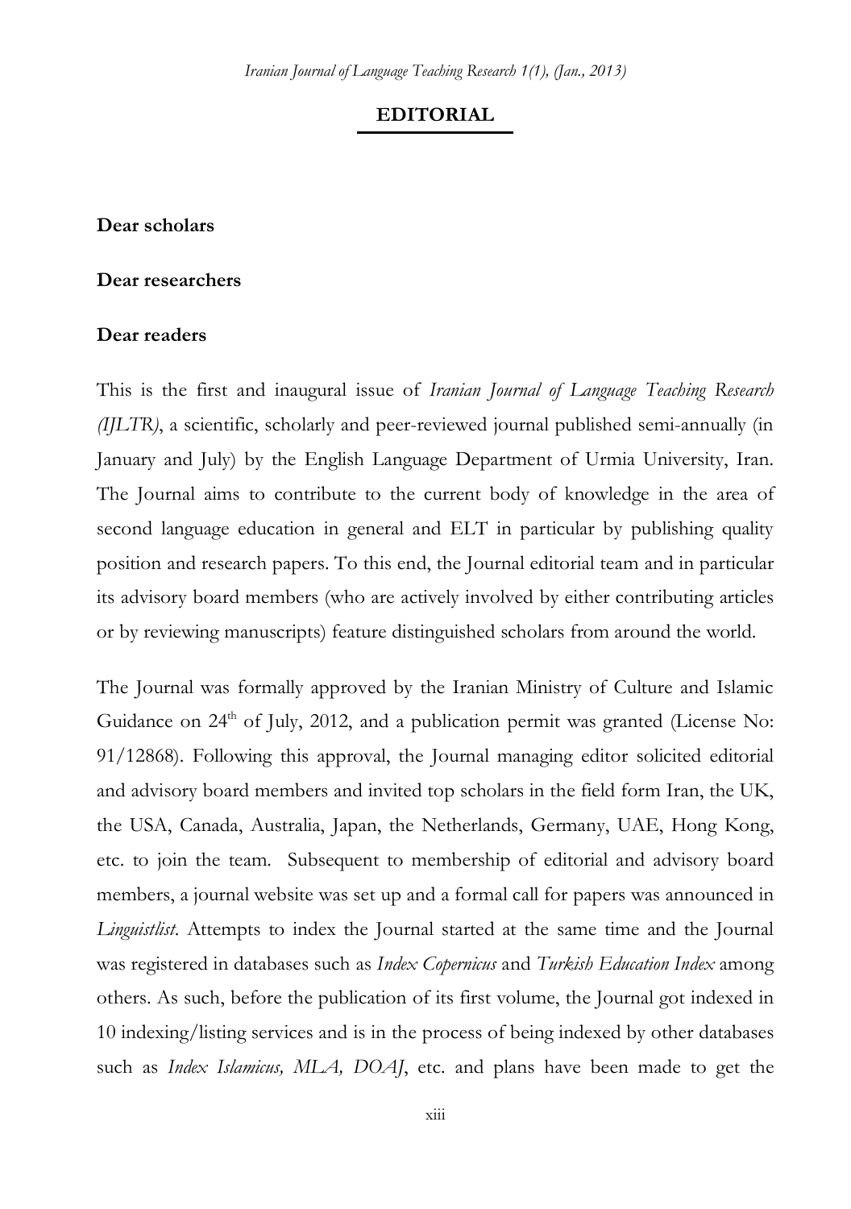# EDITORIAL

**Dear scholars**

**Dear researchers**

**Dear readers**

This is the first and inaugural issue of *Iranian Journal of Language Teaching Research (IJLTR)*, a scientific, scholarly and peer-reviewed journal published semi-annually (in January and July) by the English Language Department of Urmia University, Iran. The Journal aims to contribute to the current body of knowledge in the area of second language education in general and ELT in particular by publishing quality position and research papers. To this end, the Journal editorial team and in particular its advisory board members (who are actively involved by either contributing articles or by reviewing manuscripts) feature distinguished scholars from around the world.

The Journal was formally approved by the Iranian Ministry of Culture and Islamic Guidance on 24th of July, 2012, and a publication permit was granted (License No: 91/12868). Following this approval, the Journal managing editor solicited editorial and advisory board members and invited top scholars in the field form Iran, the UK, the USA, Canada, Australia, Japan, the Netherlands, Germany, UAE, Hong Kong, etc. to join the team. Subsequent to membership of editorial and advisory board members, a journal website was set up and a formal call for papers was announced in *Linguistlist*. Attempts to index the Journal started at the same time and the Journal was registered in databases such as *Index Copernicus* and *Turkish Education Index* among others. As such, before the publication of its first volume, the Journal got indexed in 10 indexing/listing services and is in the process of being indexed by other databases such as *Index Islamicus, MLA, DOAJ*, etc. and plans have been made to get the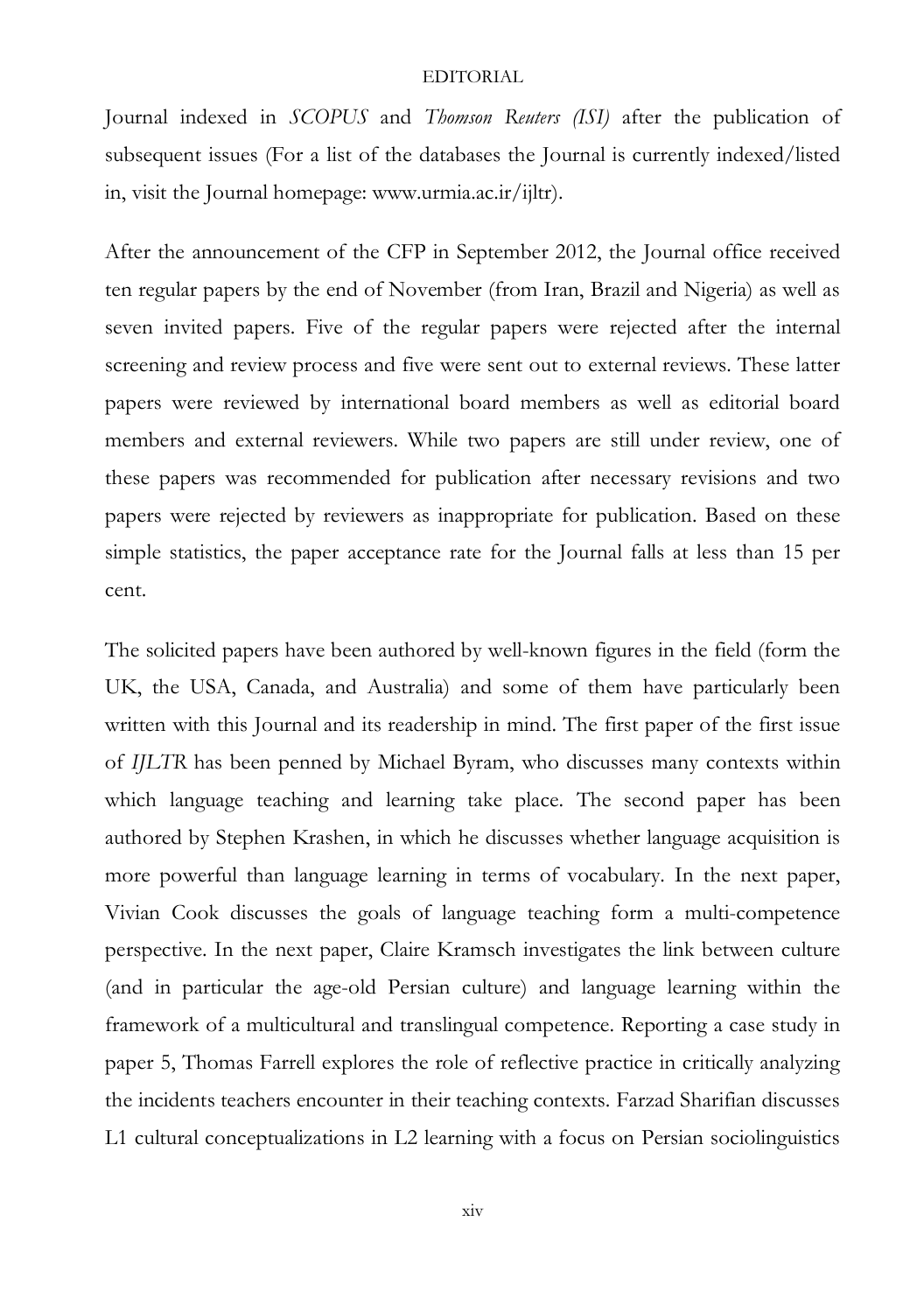Journal indexed in *SCOPUS* and *Thomson Reuters (ISI)* after the publication of subsequent issues (For a list of the databases the Journal is currently indexed/listed in, visit the Journal homepage: www.urmia.ac.ir/ijltr).

After the announcement of the CFP in September 2012, the Journal office received ten regular papers by the end of November (from Iran, Brazil and Nigeria) as well as seven invited papers. Five of the regular papers were rejected after the internal screening and review process and five were sent out to external reviews. These latter papers were reviewed by international board members as well as editorial board members and external reviewers. While two papers are still under review, one of these papers was recommended for publication after necessary revisions and two papers were rejected by reviewers as inappropriate for publication. Based on these simple statistics, the paper acceptance rate for the Journal falls at less than 15 per cent.

The solicited papers have been authored by well-known figures in the field (form the UK, the USA, Canada, and Australia) and some of them have particularly been written with this Journal and its readership in mind. The first paper of the first issue of *IJLTR* has been penned by Michael Byram, who discusses many contexts within which language teaching and learning take place. The second paper has been authored by Stephen Krashen, in which he discusses whether language acquisition is more powerful than language learning in terms of vocabulary. In the next paper, Vivian Cook discusses the goals of language teaching form a multi-competence perspective. In the next paper, Claire Kramsch investigates the link between culture (and in particular the age-old Persian culture) and language learning within the framework of a multicultural and translingual competence. Reporting a case study in paper 5, Thomas Farrell explores the role of reflective practice in critically analyzing the incidents teachers encounter in their teaching contexts. Farzad Sharifian discusses L1 cultural conceptualizations in L2 learning with a focus on Persian sociolinguistics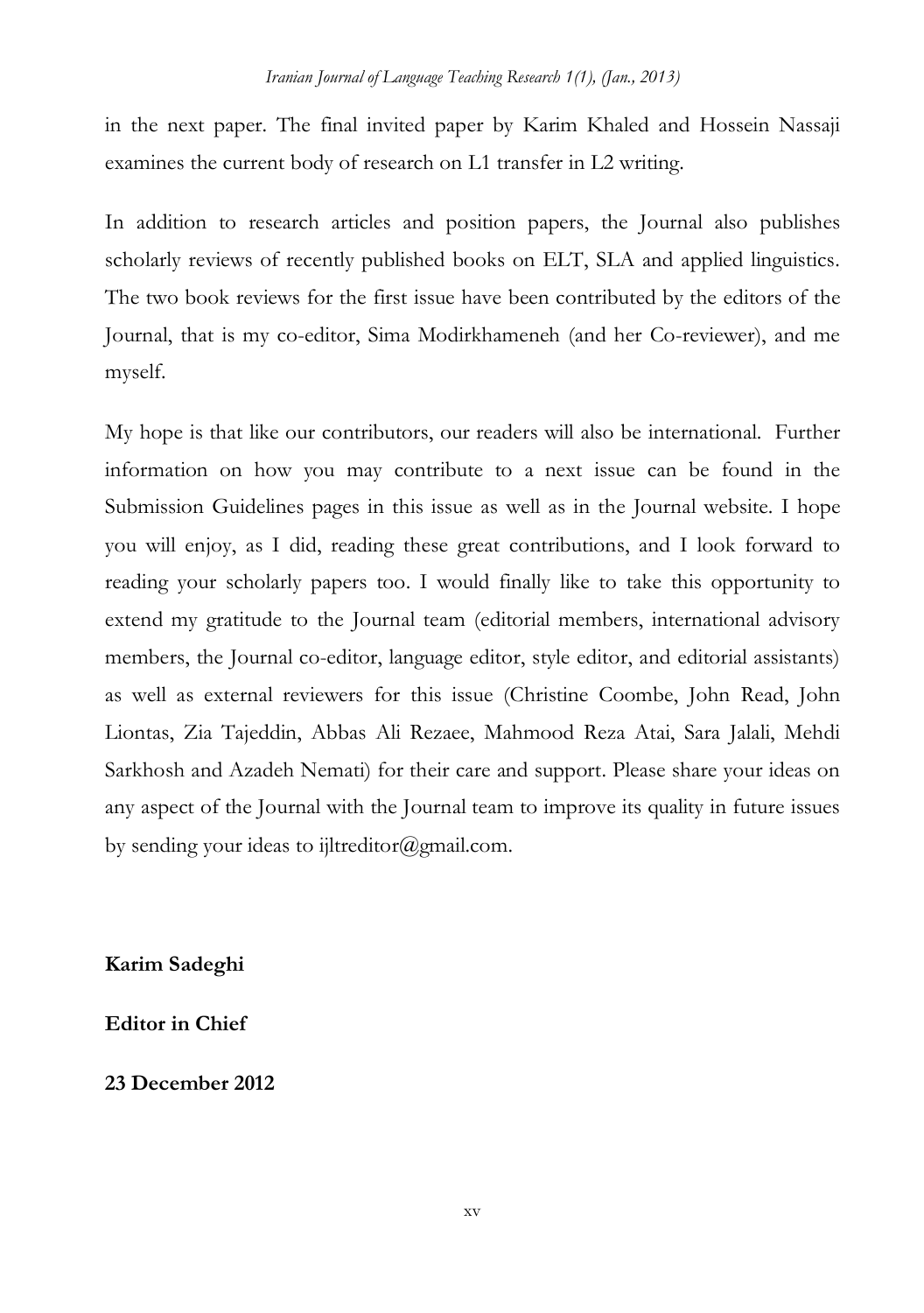in the next paper. The final invited paper by Karim Khaled and Hossein Nassaji examines the current body of research on L1 transfer in L2 writing.

In addition to research articles and position papers, the Journal also publishes scholarly reviews of recently published books on ELT, SLA and applied linguistics. The two book reviews for the first issue have been contributed by the editors of the Journal, that is my co-editor, Sima Modirkhameneh (and her Co-reviewer), and me myself.

My hope is that like our contributors, our readers will also be international. Further information on how you may contribute to a next issue can be found in the Submission Guidelines pages in this issue as well as in the Journal website. I hope you will enjoy, as I did, reading these great contributions, and I look forward to reading your scholarly papers too. I would finally like to take this opportunity to extend my gratitude to the Journal team (editorial members, international advisory members, the Journal co-editor, language editor, style editor, and editorial assistants) as well as external reviewers for this issue (Christine Coombe, John Read, John Liontas, Zia Tajeddin, Abbas Ali Rezaee, Mahmood Reza Atai, Sara Jalali, Mehdi Sarkhosh and Azadeh Nemati) for their care and support. Please share your ideas on any aspect of the Journal with the Journal team to improve its quality in future issues by sending your ideas to ijltreditor@gmail.com.

**Karim Sadeghi**

**Editor in Chief**

**23 December 2012**